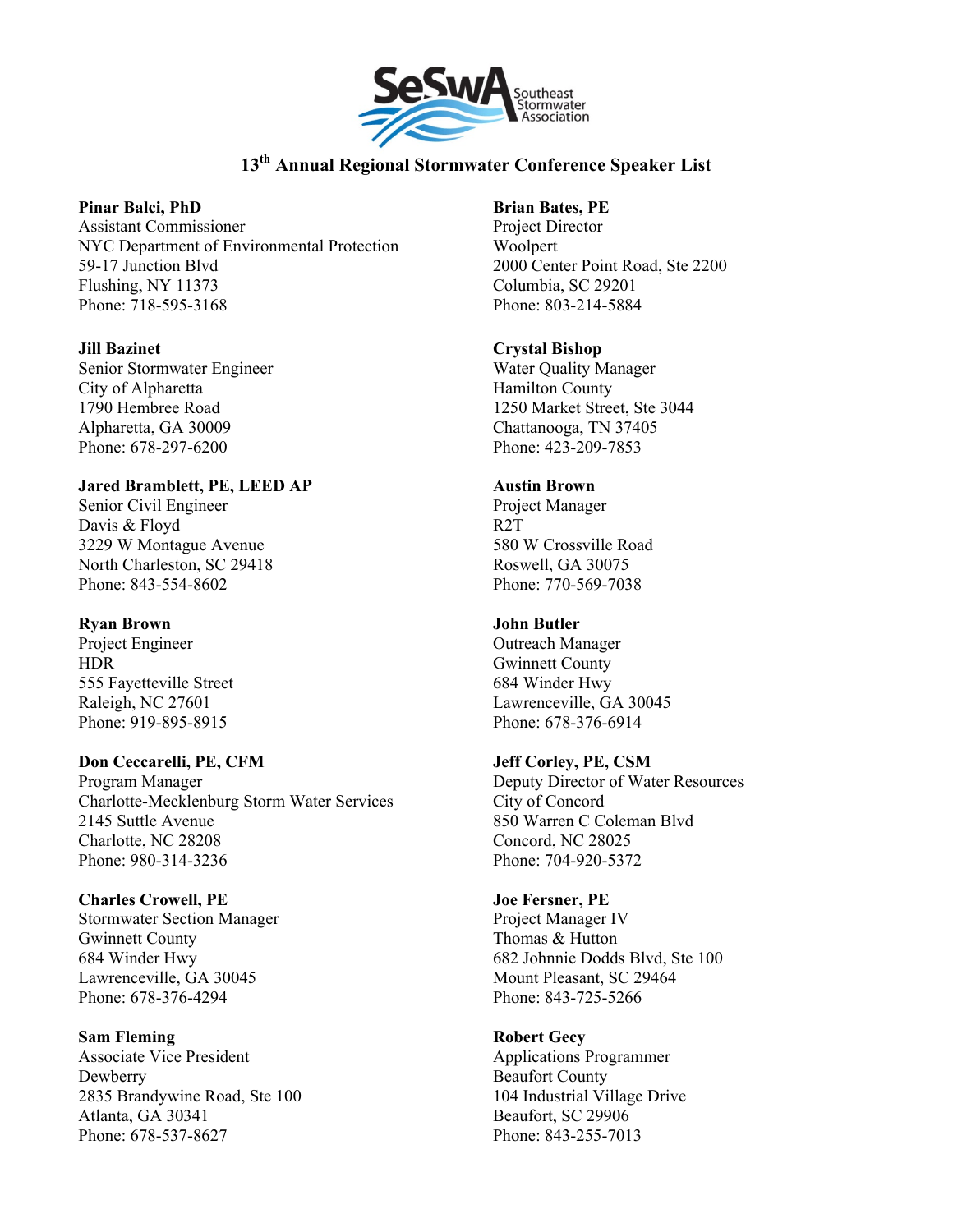# 13th Annual Regional Stormwater Conference Speaker List

**Pinar Balci, PhD**
Assistant Commissioner
NYC Department of Environmental Protection
59-17 Junction Blvd
Flushing, NY 11373
Phone: 718-595-3168

**Jill Bazinet**
Senior Stormwater Engineer
City of Alpharetta
1790 Hembree Road
Alpharetta, GA 30009
Phone: 678-297-6200

**Jared Bramblett, PE, LEED AP**
Senior Civil Engineer
Davis & Floyd
3229 W Montague Avenue
North Charleston, SC 29418
Phone: 843-554-8602

**Ryan Brown**
Project Engineer
HDR
555 Fayetteville Street
Raleigh, NC 27601
Phone: 919-895-8915

**Don Ceccarelli, PE, CFM**
Program Manager
Charlotte-Mecklenburg Storm Water Services
2145 Suttle Avenue
Charlotte, NC 28208
Phone: 980-314-3236

**Charles Crowell, PE**
Stormwater Section Manager
Gwinnett County
684 Winder Hwy
Lawrenceville, GA 30045
Phone: 678-376-4294

**Sam Fleming**
Associate Vice President
Dewberry
2835 Brandywine Road, Ste 100
Atlanta, GA 30341
Phone: 678-537-8627

**Brian Bates, PE**
Project Director
Woolpert
2000 Center Point Road, Ste 2200
Columbia, SC 29201
Phone: 803-214-5884

**Crystal Bishop**
Water Quality Manager
Hamilton County
1250 Market Street, Ste 3044
Chattanooga, TN 37405
Phone: 423-209-7853

**Austin Brown**
Project Manager
R2T
580 W Crossville Road
Roswell, GA 30075
Phone: 770-569-7038

**John Butler**
Outreach Manager
Gwinnett County
684 Winder Hwy
Lawrenceville, GA 30045
Phone: 678-376-6914

**Jeff Corley, PE, CSM**
Deputy Director of Water Resources
City of Concord
850 Warren C Coleman Blvd
Concord, NC 28025
Phone: 704-920-5372

**Joe Fersner, PE**
Project Manager IV
Thomas & Hutton
682 Johnnie Dodds Blvd, Ste 100
Mount Pleasant, SC 29464
Phone: 843-725-5266

**Robert Gecy**
Applications Programmer
Beaufort County
104 Industrial Village Drive
Beaufort, SC 29906
Phone: 843-255-7013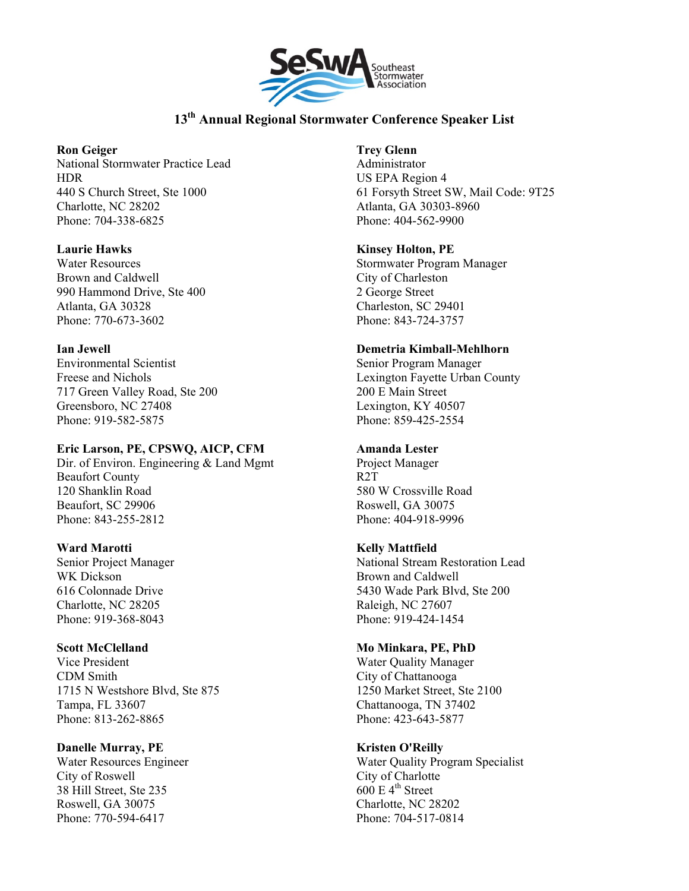# 13th Annual Regional Stormwater Conference Speaker List

**Ron Geiger**
National Stormwater Practice Lead
HDR
440 S Church Street, Ste 1000
Charlotte, NC 28202
Phone: 704-338-6825

**Laurie Hawks**
Water Resources
Brown and Caldwell
990 Hammond Drive, Ste 400
Atlanta, GA 30328
Phone: 770-673-3602

**Ian Jewell**
Environmental Scientist
Freese and Nichols
717 Green Valley Road, Ste 200
Greensboro, NC 27408
Phone: 919-582-5875

**Eric Larson, PE, CPSWQ, AICP, CFM**
Dir. of Environ. Engineering & Land Mgmt
Beaufort County
120 Shanklin Road
Beaufort, SC 29906
Phone: 843-255-2812

**Ward Marotti**
Senior Project Manager
WK Dickson
616 Colonnade Drive
Charlotte, NC 28205
Phone: 919-368-8043

**Scott McClelland**
Vice President
CDM Smith
1715 N Westshore Blvd, Ste 875
Tampa, FL 33607
Phone: 813-262-8865

**Danelle Murray, PE**
Water Resources Engineer
City of Roswell
38 Hill Street, Ste 235
Roswell, GA 30075
Phone: 770-594-6417

**Trey Glenn**
Administrator
US EPA Region 4
61 Forsyth Street SW, Mail Code: 9T25
Atlanta, GA 30303-8960
Phone: 404-562-9900

**Kinsey Holton, PE**
Stormwater Program Manager
City of Charleston
2 George Street
Charleston, SC 29401
Phone: 843-724-3757

**Demetria Kimball-Mehlhorn**
Senior Program Manager
Lexington Fayette Urban County
200 E Main Street
Lexington, KY 40507
Phone: 859-425-2554

**Amanda Lester**
Project Manager
R2T
580 W Crossville Road
Roswell, GA 30075
Phone: 404-918-9996

**Kelly Mattfield**
National Stream Restoration Lead
Brown and Caldwell
5430 Wade Park Blvd, Ste 200
Raleigh, NC 27607
Phone: 919-424-1454

**Mo Minkara, PE, PhD**
Water Quality Manager
City of Chattanooga
1250 Market Street, Ste 2100
Chattanooga, TN 37402
Phone: 423-643-5877

**Kristen O'Reilly**
Water Quality Program Specialist
City of Charlotte
600 E 4th Street
Charlotte, NC 28202
Phone: 704-517-0814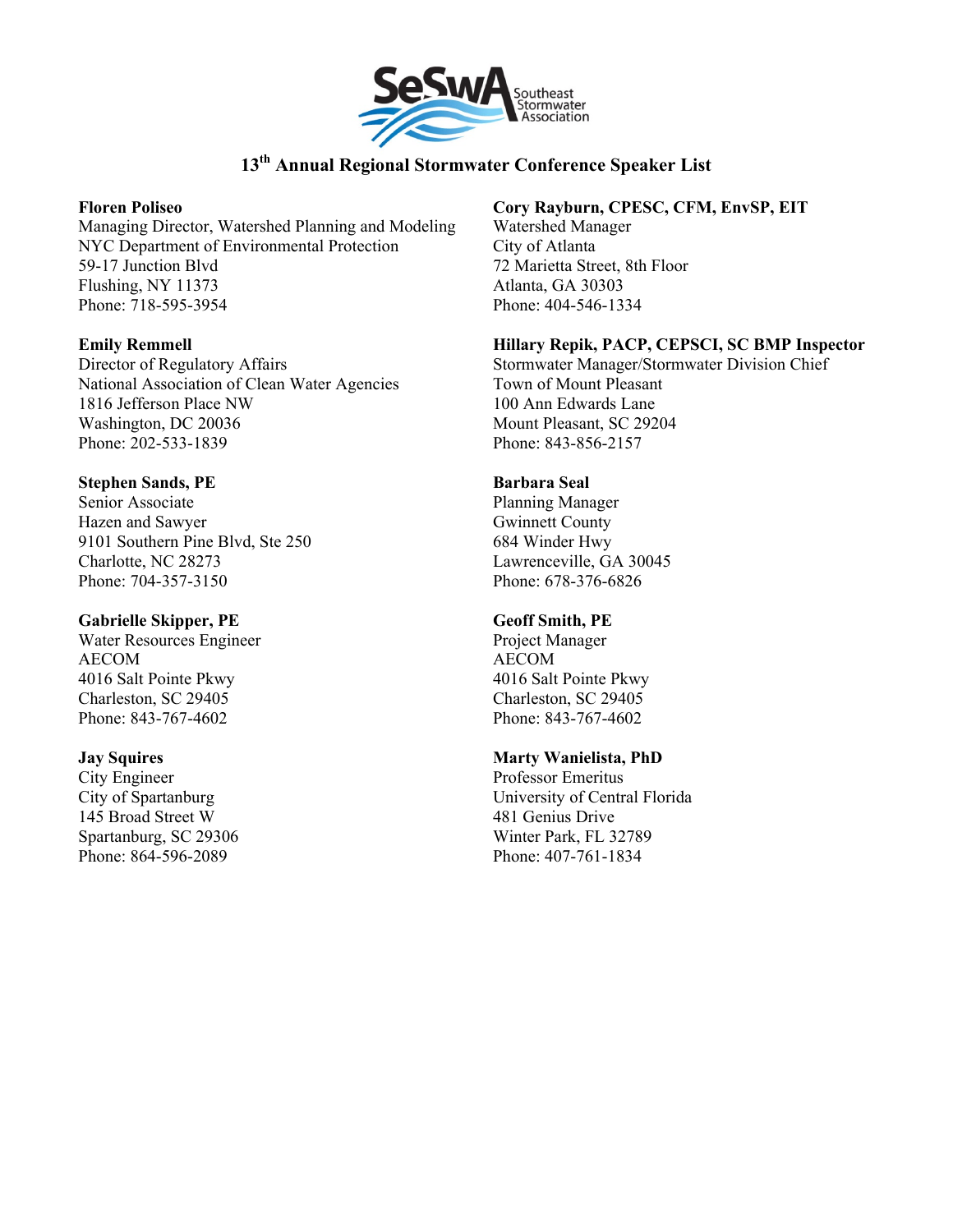# 13th Annual Regional Stormwater Conference Speaker List

**Floren Poliseo**
Managing Director, Watershed Planning and Modeling
NYC Department of Environmental Protection
59-17 Junction Blvd
Flushing, NY 11373
Phone: 718-595-3954

**Emily Remmell**
Director of Regulatory Affairs
National Association of Clean Water Agencies
1816 Jefferson Place NW
Washington, DC 20036
Phone: 202-533-1839

**Stephen Sands, PE**
Senior Associate
Hazen and Sawyer
9101 Southern Pine Blvd, Ste 250
Charlotte, NC 28273
Phone: 704-357-3150

**Gabrielle Skipper, PE**
Water Resources Engineer
AECOM
4016 Salt Pointe Pkwy
Charleston, SC 29405
Phone: 843-767-4602

**Jay Squires**
City Engineer
City of Spartanburg
145 Broad Street W
Spartanburg, SC 29306
Phone: 864-596-2089

**Cory Rayburn, CPESC, CFM, EnvSP, EIT**
Watershed Manager
City of Atlanta
72 Marietta Street, 8th Floor
Atlanta, GA 30303
Phone: 404-546-1334

**Hillary Repik, PACP, CEPSCI, SC BMP Inspector**
Stormwater Manager/Stormwater Division Chief
Town of Mount Pleasant
100 Ann Edwards Lane
Mount Pleasant, SC 29204
Phone: 843-856-2157

**Barbara Seal**
Planning Manager
Gwinnett County
684 Winder Hwy
Lawrenceville, GA 30045
Phone: 678-376-6826

**Geoff Smith, PE**
Project Manager
AECOM
4016 Salt Pointe Pkwy
Charleston, SC 29405
Phone: 843-767-4602

**Marty Wanielista, PhD**
Professor Emeritus
University of Central Florida
481 Genius Drive
Winter Park, FL 32789
Phone: 407-761-1834